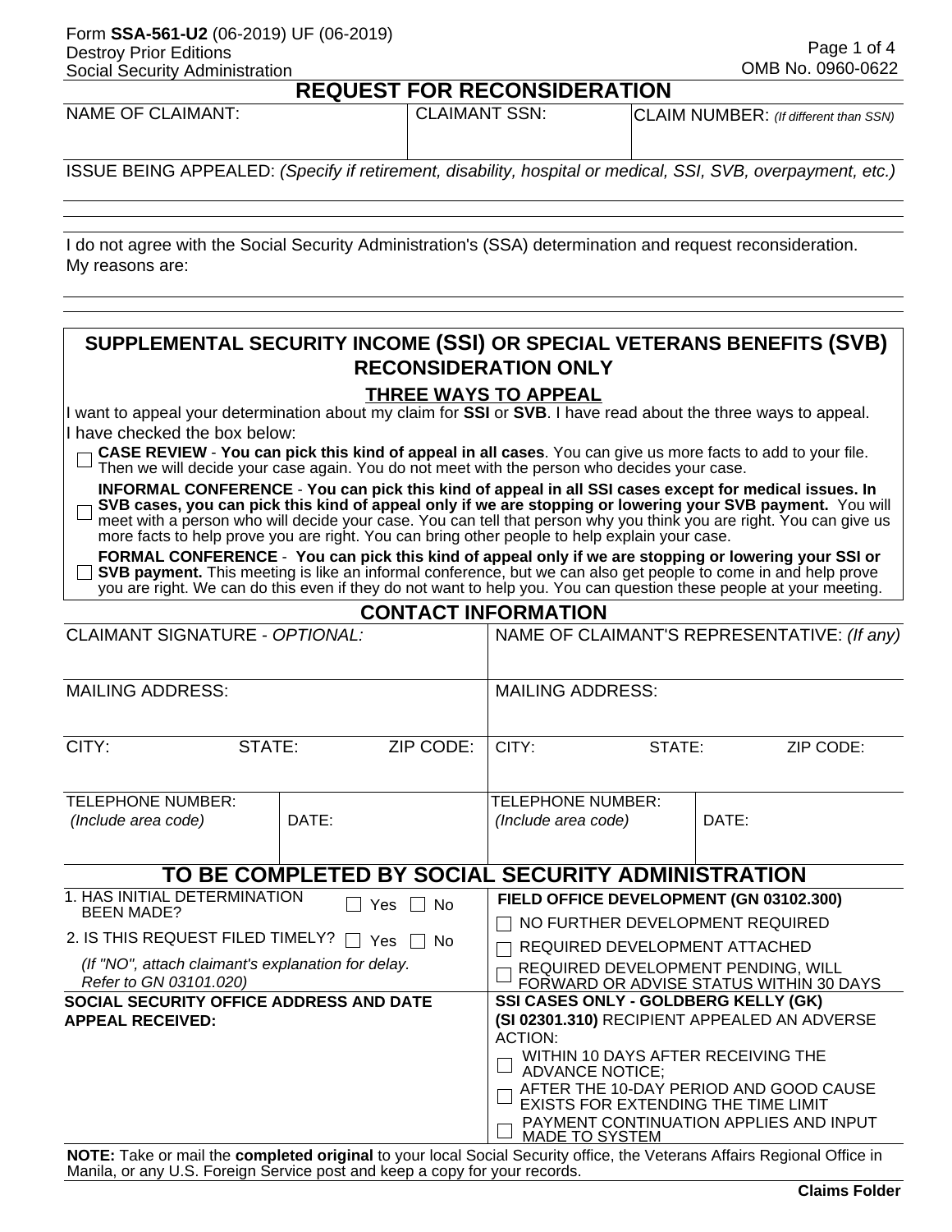Form **SSA-561-U2** (06-2019) UF (06-2019)
Destroy Prior Editions
Social Security Administration

OMB No. 0960-0622

# REQUEST FOR RECONSIDERATION

| NAME OF CLAIMANT: | CLAIMANT SSN: | CLAIM NUMBER: *(If different than SSN)* |
|---|---|---|
| | | |

ISSUE BEING APPEALED: *(Specify if retirement, disability, hospital or medical, SSI, SVB, overpayment, etc.)*

I do not agree with the Social Security Administration's (SSA) determination and request reconsideration.
My reasons are:

## SUPPLEMENTAL SECURITY INCOME (SSI) OR SPECIAL VETERANS BENEFITS (SVB) RECONSIDERATION ONLY

### THREE WAYS TO APPEAL

I want to appeal your determination about my claim for **SSI** or **SVB**. I have read about the three ways to appeal. I have checked the box below:

☐ **CASE REVIEW** - **You can pick this kind of appeal in all cases**. You can give us more facts to add to your file. Then we will decide your case again. You do not meet with the person who decides your case.

☐ **INFORMAL CONFERENCE** - **You can pick this kind of appeal in all SSI cases except for medical issues. In SVB cases, you can pick this kind of appeal only if we are stopping or lowering your SVB payment.** You will meet with a person who will decide your case. You can tell that person why you think you are right. You can give us more facts to help prove you are right. You can bring other people to help explain your case.

☐ **FORMAL CONFERENCE** - **You can pick this kind of appeal only if we are stopping or lowering your SSI or SVB payment.** This meeting is like an informal conference, but we can also get people to come in and help prove you are right. We can do this even if they do not want to help you. You can question these people at your meeting.

## CONTACT INFORMATION

| CLAIMANT SIGNATURE - *OPTIONAL:* | | | NAME OF CLAIMANT'S REPRESENTATIVE: *(If any)* | | |
|---|---|---|---|---|---|
| MAILING ADDRESS: | | | MAILING ADDRESS: | | |
| CITY: | STATE: | ZIP CODE: | CITY: | STATE: | ZIP CODE: |
| TELEPHONE NUMBER: *(Include area code)* | DATE: | | TELEPHONE NUMBER: *(Include area code)* | DATE: | |

## TO BE COMPLETED BY SOCIAL SECURITY ADMINISTRATION

| | |
|---|---|
| 1. HAS INITIAL DETERMINATION BEEN MADE? ☐ Yes ☐ No<br>2. IS THIS REQUEST FILED TIMELY? ☐ Yes ☐ No<br>*(If "NO", attach claimant's explanation for delay. Refer to GN 03101.020)* | **FIELD OFFICE DEVELOPMENT (GN 03102.300)**<br>☐ NO FURTHER DEVELOPMENT REQUIRED<br>☐ REQUIRED DEVELOPMENT ATTACHED<br>☐ REQUIRED DEVELOPMENT PENDING, WILL FORWARD OR ADVISE STATUS WITHIN 30 DAYS |
| **SOCIAL SECURITY OFFICE ADDRESS AND DATE APPEAL RECEIVED:** | **SSI CASES ONLY - GOLDBERG KELLY (GK) (SI 02301.310)** RECIPIENT APPEALED AN ADVERSE ACTION:<br>☐ WITHIN 10 DAYS AFTER RECEIVING THE ADVANCE NOTICE;<br>☐ AFTER THE 10-DAY PERIOD AND GOOD CAUSE EXISTS FOR EXTENDING THE TIME LIMIT<br>☐ PAYMENT CONTINUATION APPLIES AND INPUT MADE TO SYSTEM |

**NOTE:** Take or mail the **completed original** to your local Social Security office, the Veterans Affairs Regional Office in Manila, or any U.S. Foreign Service post and keep a copy for your records.

**Claims Folder**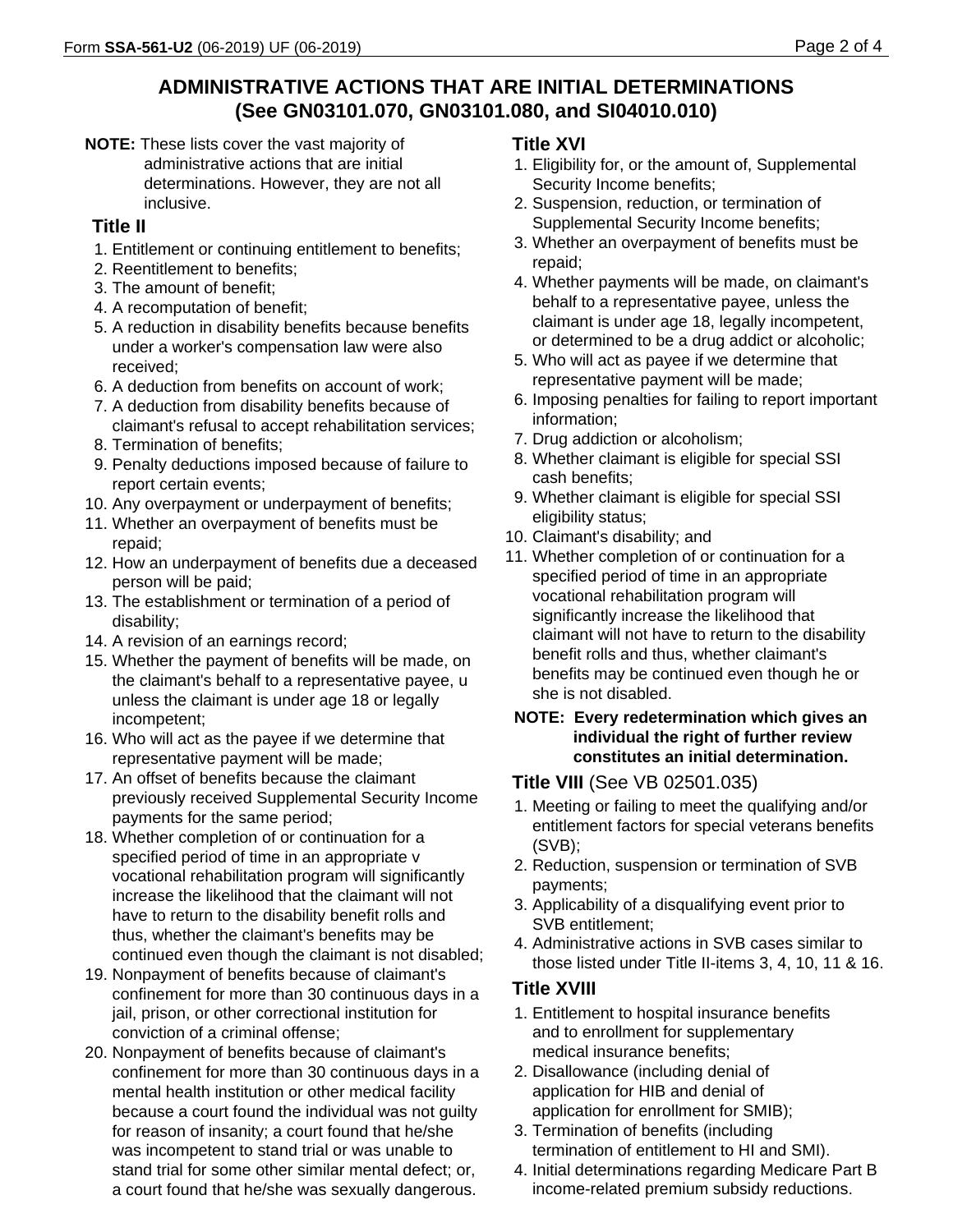## ADMINISTRATIVE ACTIONS THAT ARE INITIAL DETERMINATIONS (See GN03101.070, GN03101.080, and SI04010.010)

**NOTE:** These lists cover the vast majority of administrative actions that are initial determinations. However, they are not all inclusive.

### Title II

1. Entitlement or continuing entitlement to benefits;
2. Reentitlement to benefits;
3. The amount of benefit;
4. A recomputation of benefit;
5. A reduction in disability benefits because benefits under a worker's compensation law were also received;
6. A deduction from benefits on account of work;
7. A deduction from disability benefits because of claimant's refusal to accept rehabilitation services;
8. Termination of benefits;
9. Penalty deductions imposed because of failure to report certain events;
10. Any overpayment or underpayment of benefits;
11. Whether an overpayment of benefits must be repaid;
12. How an underpayment of benefits due a deceased person will be paid;
13. The establishment or termination of a period of disability;
14. A revision of an earnings record;
15. Whether the payment of benefits will be made, on the claimant's behalf to a representative payee, u unless the claimant is under age 18 or legally incompetent;
16. Who will act as the payee if we determine that representative payment will be made;
17. An offset of benefits because the claimant previously received Supplemental Security Income payments for the same period;
18. Whether completion of or continuation for a specified period of time in an appropriate v vocational rehabilitation program will significantly increase the likelihood that the claimant will not have to return to the disability benefit rolls and thus, whether the claimant's benefits may be continued even though the claimant is not disabled;
19. Nonpayment of benefits because of claimant's confinement for more than 30 continuous days in a jail, prison, or other correctional institution for conviction of a criminal offense;
20. Nonpayment of benefits because of claimant's confinement for more than 30 continuous days in a mental health institution or other medical facility because a court found the individual was not guilty for reason of insanity; a court found that he/she was incompetent to stand trial or was unable to stand trial for some other similar mental defect; or, a court found that he/she was sexually dangerous.

### Title XVI

1. Eligibility for, or the amount of, Supplemental Security Income benefits;
2. Suspension, reduction, or termination of Supplemental Security Income benefits;
3. Whether an overpayment of benefits must be repaid;
4. Whether payments will be made, on claimant's behalf to a representative payee, unless the claimant is under age 18, legally incompetent, or determined to be a drug addict or alcoholic;
5. Who will act as payee if we determine that representative payment will be made;
6. Imposing penalties for failing to report important information;
7. Drug addiction or alcoholism;
8. Whether claimant is eligible for special SSI cash benefits;
9. Whether claimant is eligible for special SSI eligibility status;
10. Claimant's disability; and
11. Whether completion of or continuation for a specified period of time in an appropriate vocational rehabilitation program will significantly increase the likelihood that claimant will not have to return to the disability benefit rolls and thus, whether claimant's benefits may be continued even though he or she is not disabled.

**NOTE: Every redetermination which gives an individual the right of further review constitutes an initial determination.**

### Title VIII (See VB 02501.035)

1. Meeting or failing to meet the qualifying and/or entitlement factors for special veterans benefits (SVB);
2. Reduction, suspension or termination of SVB payments;
3. Applicability of a disqualifying event prior to SVB entitlement;
4. Administrative actions in SVB cases similar to those listed under Title II-items 3, 4, 10, 11 & 16.

### Title XVIII

1. Entitlement to hospital insurance benefits and to enrollment for supplementary medical insurance benefits;
2. Disallowance (including denial of application for HIB and denial of application for enrollment for SMIB);
3. Termination of benefits (including termination of entitlement to HI and SMI).
4. Initial determinations regarding Medicare Part B income-related premium subsidy reductions.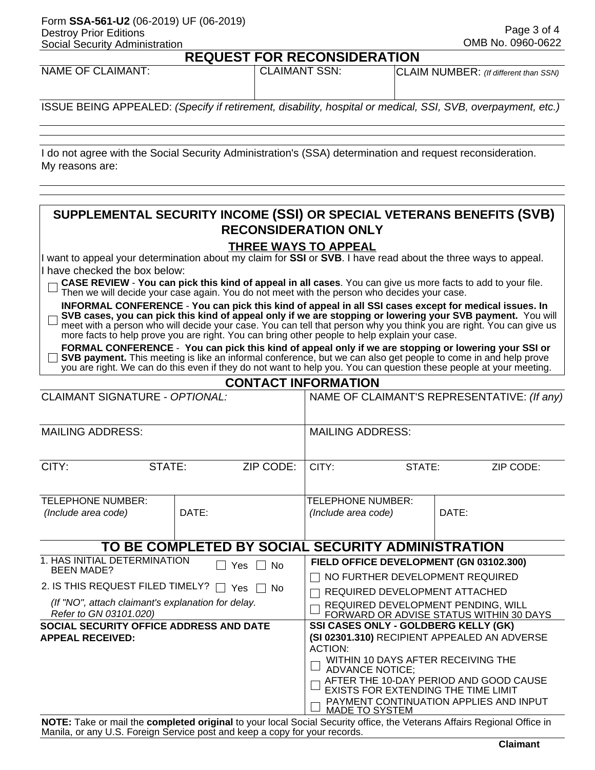Form **SSA-561-U2** (06-2019) UF (06-2019)
Destroy Prior Editions
Social Security Administration

OMB No. 0960-0622

# REQUEST FOR RECONSIDERATION

| NAME OF CLAIMANT: | CLAIMANT SSN: | CLAIM NUMBER: *(If different than SSN)* |
|---|---|---|
| | | |

ISSUE BEING APPEALED: *(Specify if retirement, disability, hospital or medical, SSI, SVB, overpayment, etc.)*

I do not agree with the Social Security Administration's (SSA) determination and request reconsideration. My reasons are:

## SUPPLEMENTAL SECURITY INCOME (SSI) OR SPECIAL VETERANS BENEFITS (SVB) RECONSIDERATION ONLY

### THREE WAYS TO APPEAL

I want to appeal your determination about my claim for **SSI** or **SVB**. I have read about the three ways to appeal. I have checked the box below:

- ☐ **CASE REVIEW** - **You can pick this kind of appeal in all cases**. You can give us more facts to add to your file. Then we will decide your case again. You do not meet with the person who decides your case.
- ☐ **INFORMAL CONFERENCE** - **You can pick this kind of appeal in all SSI cases except for medical issues. In SVB cases, you can pick this kind of appeal only if we are stopping or lowering your SVB payment.** You will meet with a person who will decide your case. You can tell that person why you think you are right. You can give us more facts to help prove you are right. You can bring other people to help explain your case.
- ☐ **FORMAL CONFERENCE** - **You can pick this kind of appeal only if we are stopping or lowering your SSI or SVB payment.** This meeting is like an informal conference, but we can also get people to come in and help prove you are right. We can do this even if they do not want to help you. You can question these people at your meeting.

## CONTACT INFORMATION

| CLAIMANT SIGNATURE - *OPTIONAL:* | | | NAME OF CLAIMANT'S REPRESENTATIVE: *(If any)* | | |
|---|---|---|---|---|---|
| MAILING ADDRESS: | | | MAILING ADDRESS: | | |
| CITY: | STATE: | ZIP CODE: | CITY: | STATE: | ZIP CODE: |
| TELEPHONE NUMBER: *(Include area code)* | DATE: | | TELEPHONE NUMBER: *(Include area code)* | DATE: | |

## TO BE COMPLETED BY SOCIAL SECURITY ADMINISTRATION

1. HAS INITIAL DETERMINATION BEEN MADE? ☐ Yes ☐ No
2. IS THIS REQUEST FILED TIMELY? ☐ Yes ☐ No

*(If "NO", attach claimant's explanation for delay. Refer to GN 03101.020)*

**FIELD OFFICE DEVELOPMENT (GN 03102.300)**

- ☐ NO FURTHER DEVELOPMENT REQUIRED
- ☐ REQUIRED DEVELOPMENT ATTACHED
- ☐ REQUIRED DEVELOPMENT PENDING, WILL FORWARD OR ADVISE STATUS WITHIN 30 DAYS

**SOCIAL SECURITY OFFICE ADDRESS AND DATE APPEAL RECEIVED:**

**SSI CASES ONLY - GOLDBERG KELLY (GK) (SI 02301.310)** RECIPIENT APPEALED AN ADVERSE ACTION:

- ☐ WITHIN 10 DAYS AFTER RECEIVING THE ADVANCE NOTICE;
- ☐ AFTER THE 10-DAY PERIOD AND GOOD CAUSE EXISTS FOR EXTENDING THE TIME LIMIT
- ☐ PAYMENT CONTINUATION APPLIES AND INPUT MADE TO SYSTEM

**NOTE:** Take or mail the **completed original** to your local Social Security office, the Veterans Affairs Regional Office in Manila, or any U.S. Foreign Service post and keep a copy for your records.

**Claimant**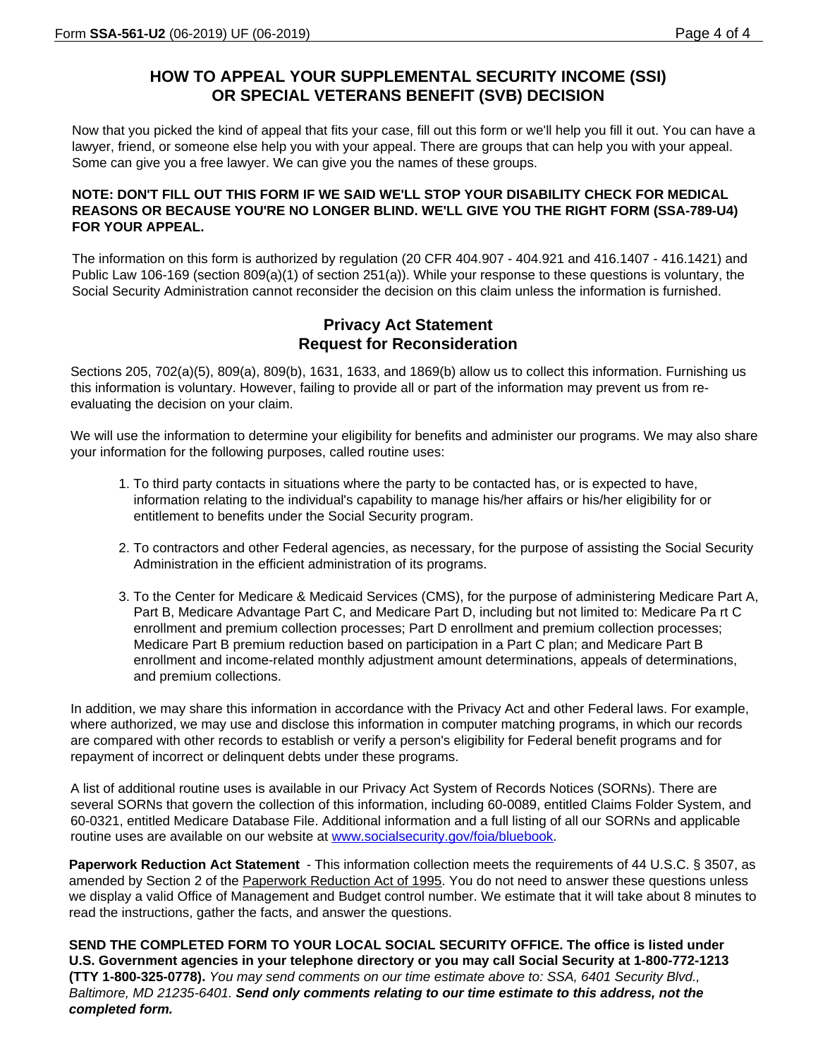# HOW TO APPEAL YOUR SUPPLEMENTAL SECURITY INCOME (SSI) OR SPECIAL VETERANS BENEFIT (SVB) DECISION

Now that you picked the kind of appeal that fits your case, fill out this form or we'll help you fill it out. You can have a lawyer, friend, or someone else help you with your appeal. There are groups that can help you with your appeal. Some can give you a free lawyer. We can give you the names of these groups.

**NOTE: DON'T FILL OUT THIS FORM IF WE SAID WE'LL STOP YOUR DISABILITY CHECK FOR MEDICAL REASONS OR BECAUSE YOU'RE NO LONGER BLIND. WE'LL GIVE YOU THE RIGHT FORM (SSA-789-U4) FOR YOUR APPEAL.**

The information on this form is authorized by regulation (20 CFR 404.907 - 404.921 and 416.1407 - 416.1421) and Public Law 106-169 (section 809(a)(1) of section 251(a)). While your response to these questions is voluntary, the Social Security Administration cannot reconsider the decision on this claim unless the information is furnished.

## Privacy Act Statement
## Request for Reconsideration

Sections 205, 702(a)(5), 809(a), 809(b), 1631, 1633, and 1869(b) allow us to collect this information. Furnishing us this information is voluntary. However, failing to provide all or part of the information may prevent us from re-evaluating the decision on your claim.

We will use the information to determine your eligibility for benefits and administer our programs. We may also share your information for the following purposes, called routine uses:

1. To third party contacts in situations where the party to be contacted has, or is expected to have, information relating to the individual's capability to manage his/her affairs or his/her eligibility for or entitlement to benefits under the Social Security program.

2. To contractors and other Federal agencies, as necessary, for the purpose of assisting the Social Security Administration in the efficient administration of its programs.

3. To the Center for Medicare & Medicaid Services (CMS), for the purpose of administering Medicare Part A, Part B, Medicare Advantage Part C, and Medicare Part D, including but not limited to: Medicare Pa rt C enrollment and premium collection processes; Part D enrollment and premium collection processes; Medicare Part B premium reduction based on participation in a Part C plan; and Medicare Part B enrollment and income-related monthly adjustment amount determinations, appeals of determinations, and premium collections.

In addition, we may share this information in accordance with the Privacy Act and other Federal laws. For example, where authorized, we may use and disclose this information in computer matching programs, in which our records are compared with other records to establish or verify a person's eligibility for Federal benefit programs and for repayment of incorrect or delinquent debts under these programs.

A list of additional routine uses is available in our Privacy Act System of Records Notices (SORNs). There are several SORNs that govern the collection of this information, including 60-0089, entitled Claims Folder System, and 60-0321, entitled Medicare Database File. Additional information and a full listing of all our SORNs and applicable routine uses are available on our website at www.socialsecurity.gov/foia/bluebook.

**Paperwork Reduction Act Statement** - This information collection meets the requirements of 44 U.S.C. § 3507, as amended by Section 2 of the Paperwork Reduction Act of 1995. You do not need to answer these questions unless we display a valid Office of Management and Budget control number. We estimate that it will take about 8 minutes to read the instructions, gather the facts, and answer the questions.

**SEND THE COMPLETED FORM TO YOUR LOCAL SOCIAL SECURITY OFFICE. The office is listed under U.S. Government agencies in your telephone directory or you may call Social Security at 1-800-772-1213 (TTY 1-800-325-0778).** *You may send comments on our time estimate above to: SSA, 6401 Security Blvd., Baltimore, MD 21235-6401.* ***Send only comments relating to our time estimate to this address, not the completed form.***